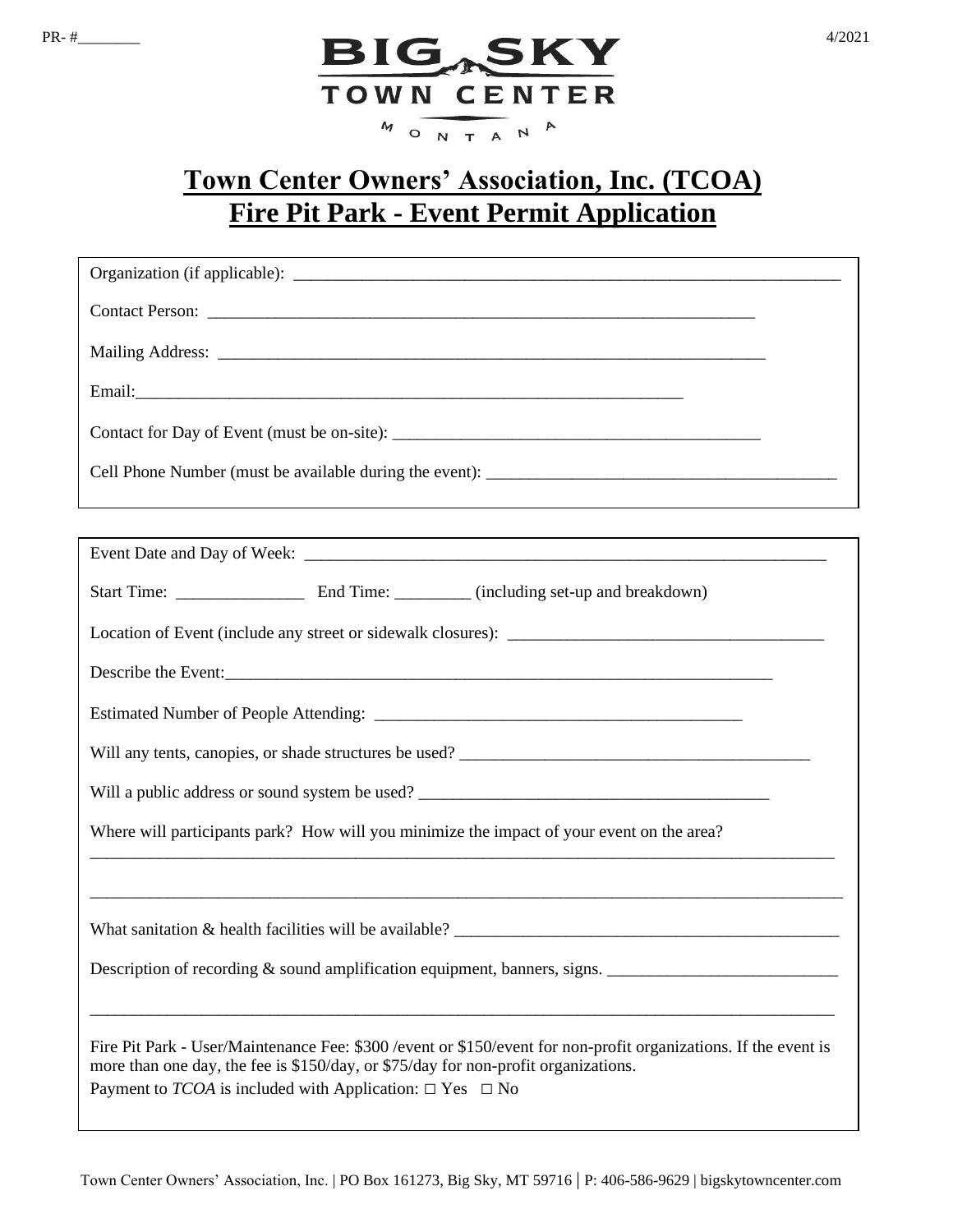PR- #________

4/2021

BIG SKY
TOWN CENTER
MONTANA

# Town Center Owners' Association, Inc. (TCOA)
# Fire Pit Park - Event Permit Application

Organization (if applicable): ______________________________________________________________

Contact Person: ______________________________________________________________

Mailing Address: ______________________________________________________________

Email: ______________________________________________________________

Contact for Day of Event (must be on-site): ________________________________________

Cell Phone Number (must be available during the event): ________________________________________

Event Date and Day of Week: ______________________________________________________________

Start Time: _______________ End Time: _________ (including set-up and breakdown)

Location of Event (include any street or sidewalk closures): ____________________________________

Describe the Event: ______________________________________________________________

Estimated Number of People Attending: ________________________________________

Will any tents, canopies, or shade structures be used? ________________________________________

Will a public address or sound system be used? ________________________________________

Where will participants park? How will you minimize the impact of your event on the area?

______________________________________________________________________________________

______________________________________________________________________________________

What sanitation & health facilities will be available? ________________________________________

Description of recording & sound amplification equipment, banners, signs. __________________________

______________________________________________________________________________________

Fire Pit Park - User/Maintenance Fee: $300 /event or $150/event for non-profit organizations. If the event is more than one day, the fee is $150/day, or $75/day for non-profit organizations.

Payment to *TCOA* is included with Application: □ Yes □ No

Town Center Owners' Association, Inc. | PO Box 161273, Big Sky, MT 59716 | P: 406-586-9629 | bigskytowncenter.com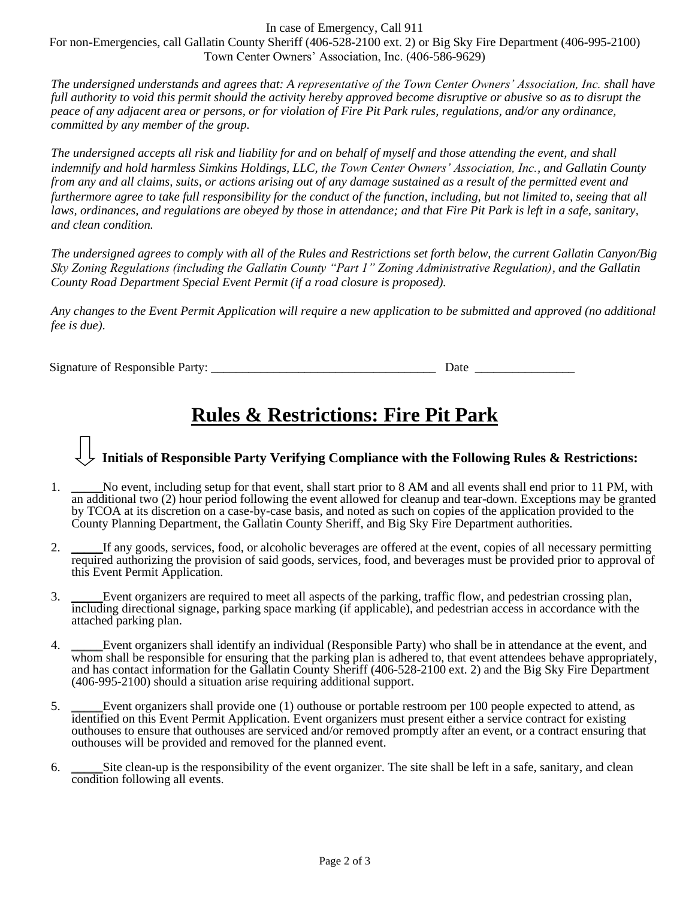In case of Emergency, Call 911
For non-Emergencies, call Gallatin County Sheriff (406-528-2100 ext. 2) or Big Sky Fire Department (406-995-2100)
Town Center Owners' Association, Inc. (406-586-9629)

*The undersigned understands and agrees that: A representative of the Town Center Owners' Association, Inc. shall have full authority to void this permit should the activity hereby approved become disruptive or abusive so as to disrupt the peace of any adjacent area or persons, or for violation of Fire Pit Park rules, regulations, and/or any ordinance, committed by any member of the group.*

*The undersigned accepts all risk and liability for and on behalf of myself and those attending the event, and shall indemnify and hold harmless Simkins Holdings, LLC, the Town Center Owners' Association, Inc., and Gallatin County from any and all claims, suits, or actions arising out of any damage sustained as a result of the permitted event and furthermore agree to take full responsibility for the conduct of the function, including, but not limited to, seeing that all laws, ordinances, and regulations are obeyed by those in attendance; and that Fire Pit Park is left in a safe, sanitary, and clean condition.*

*The undersigned agrees to comply with all of the Rules and Restrictions set forth below, the current Gallatin Canyon/Big Sky Zoning Regulations (including the Gallatin County "Part 1" Zoning Administrative Regulation), and the Gallatin County Road Department Special Event Permit (if a road closure is proposed).*

*Any changes to the Event Permit Application will require a new application to be submitted and approved (no additional fee is due).*

Signature of Responsible Party: ____________________________________ Date ________________

# Rules & Restrictions: Fire Pit Park

**Initials of Responsible Party Verifying Compliance with the Following Rules & Restrictions:**

1. _____No event, including setup for that event, shall start prior to 8 AM and all events shall end prior to 11 PM, with an additional two (2) hour period following the event allowed for cleanup and tear-down. Exceptions may be granted by TCOA at its discretion on a case-by-case basis, and noted as such on copies of the application provided to the County Planning Department, the Gallatin County Sheriff, and Big Sky Fire Department authorities.

2. _____If any goods, services, food, or alcoholic beverages are offered at the event, copies of all necessary permitting required authorizing the provision of said goods, services, food, and beverages must be provided prior to approval of this Event Permit Application.

3. _____Event organizers are required to meet all aspects of the parking, traffic flow, and pedestrian crossing plan, including directional signage, parking space marking (if applicable), and pedestrian access in accordance with the attached parking plan.

4. _____Event organizers shall identify an individual (Responsible Party) who shall be in attendance at the event, and whom shall be responsible for ensuring that the parking plan is adhered to, that event attendees behave appropriately, and has contact information for the Gallatin County Sheriff (406-528-2100 ext. 2) and the Big Sky Fire Department (406-995-2100) should a situation arise requiring additional support.

5. _____Event organizers shall provide one (1) outhouse or portable restroom per 100 people expected to attend, as identified on this Event Permit Application. Event organizers must present either a service contract for existing outhouses to ensure that outhouses are serviced and/or removed promptly after an event, or a contract ensuring that outhouses will be provided and removed for the planned event.

6. _____Site clean-up is the responsibility of the event organizer. The site shall be left in a safe, sanitary, and clean condition following all events.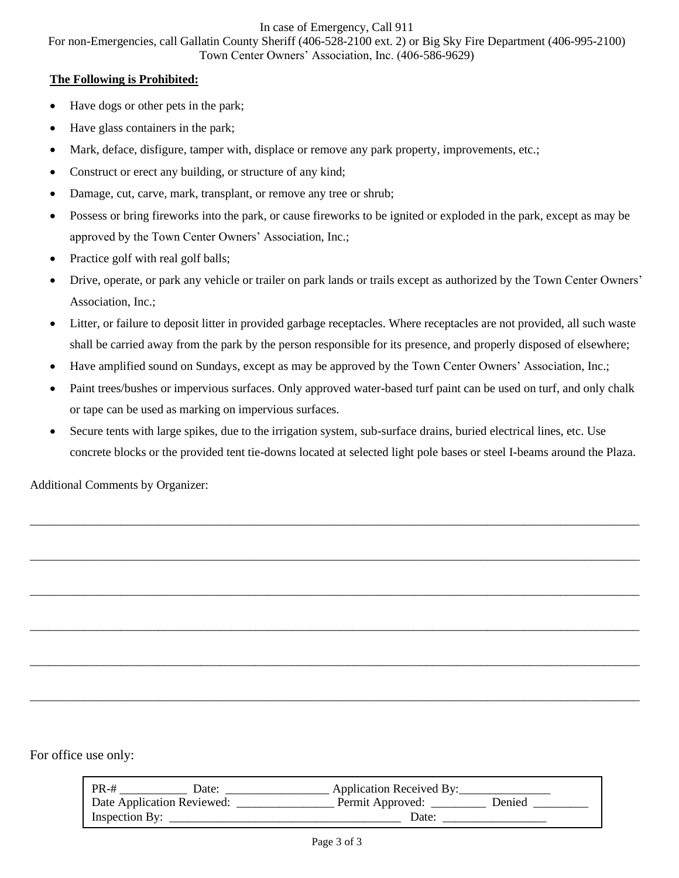In case of Emergency, Call 911
For non-Emergencies, call Gallatin County Sheriff (406-528-2100 ext. 2) or Big Sky Fire Department (406-995-2100)
Town Center Owners' Association, Inc. (406-586-9629)

**The Following is Prohibited:**

- Have dogs or other pets in the park;
- Have glass containers in the park;
- Mark, deface, disfigure, tamper with, displace or remove any park property, improvements, etc.;
- Construct or erect any building, or structure of any kind;
- Damage, cut, carve, mark, transplant, or remove any tree or shrub;
- Possess or bring fireworks into the park, or cause fireworks to be ignited or exploded in the park, except as may be approved by the Town Center Owners' Association, Inc.;
- Practice golf with real golf balls;
- Drive, operate, or park any vehicle or trailer on park lands or trails except as authorized by the Town Center Owners' Association, Inc.;
- Litter, or failure to deposit litter in provided garbage receptacles. Where receptacles are not provided, all such waste shall be carried away from the park by the person responsible for its presence, and properly disposed of elsewhere;
- Have amplified sound on Sundays, except as may be approved by the Town Center Owners' Association, Inc.;
- Paint trees/bushes or impervious surfaces. Only approved water-based turf paint can be used on turf, and only chalk or tape can be used as marking on impervious surfaces.
- Secure tents with large spikes, due to the irrigation system, sub-surface drains, buried electrical lines, etc. Use concrete blocks or the provided tent tie-downs located at selected light pole bases or steel I-beams around the Plaza.

Additional Comments by Organizer:

______________________________________________________________________________________

______________________________________________________________________________________

______________________________________________________________________________________

______________________________________________________________________________________

______________________________________________________________________________________

______________________________________________________________________________________

For office use only:

PR-# ___________ Date: _________________ Application Received By:_______________
Date Application Reviewed: ________________ Permit Approved: _________ Denied _________
Inspection By: ______________________________________ Date: _________________